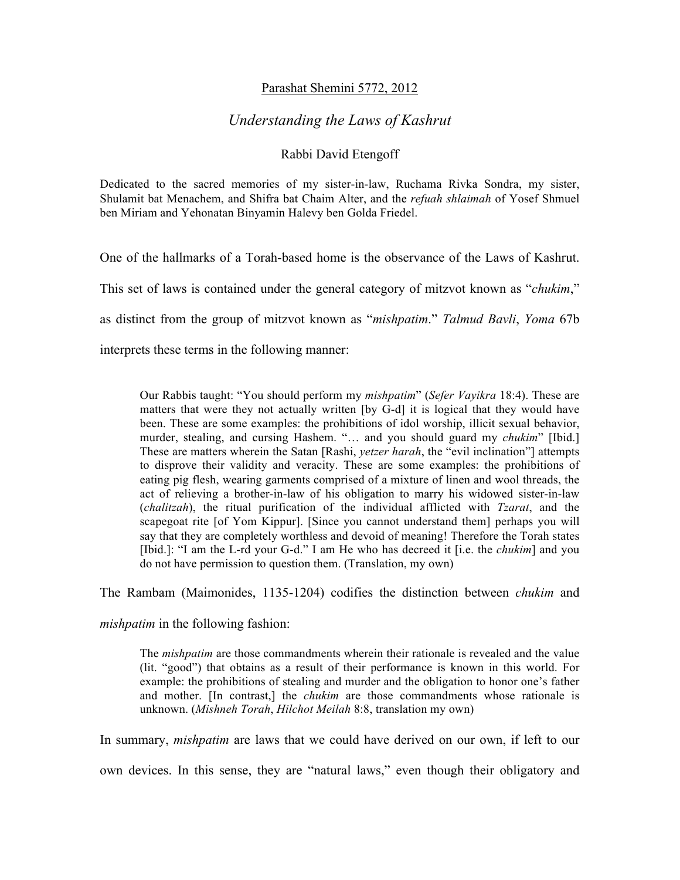Parashat Shemini 5772, 2012

# *Understanding the Laws of Kashrut*

Rabbi David Etengoff

Dedicated to the sacred memories of my sister-in-law, Ruchama Rivka Sondra, my sister, Shulamit bat Menachem, and Shifra bat Chaim Alter, and the *refuah shlaimah* of Yosef Shmuel ben Miriam and Yehonatan Binyamin Halevy ben Golda Friedel.

One of the hallmarks of a Torah-based home is the observance of the Laws of Kashrut. This set of laws is contained under the general category of mitzvot known as "*chukim*," as distinct from the group of mitzvot known as "*mishpatim*." *Talmud Bavli*, *Yoma* 67b interprets these terms in the following manner:

> Our Rabbis taught: "You should perform my *mishpatim*" (*Sefer Vayikra* 18:4). These are matters that were they not actually written [by G-d] it is logical that they would have been. These are some examples: the prohibitions of idol worship, illicit sexual behavior, murder, stealing, and cursing Hashem. "… and you should guard my *chukim*" [Ibid.] These are matters wherein the Satan [Rashi, *yetzer harah*, the "evil inclination"] attempts to disprove their validity and veracity. These are some examples: the prohibitions of eating pig flesh, wearing garments comprised of a mixture of linen and wool threads, the act of relieving a brother-in-law of his obligation to marry his widowed sister-in-law (*chalitzah*), the ritual purification of the individual afflicted with *Tzarat*, and the scapegoat rite [of Yom Kippur]. [Since you cannot understand them] perhaps you will say that they are completely worthless and devoid of meaning! Therefore the Torah states [Ibid.]: "I am the L-rd your G-d." I am He who has decreed it [i.e. the *chukim*] and you do not have permission to question them. (Translation, my own)

The Rambam (Maimonides, 1135-1204) codifies the distinction between *chukim* and *mishpatim* in the following fashion:

> The *mishpatim* are those commandments wherein their rationale is revealed and the value (lit. "good") that obtains as a result of their performance is known in this world. For example: the prohibitions of stealing and murder and the obligation to honor one's father and mother. [In contrast,] the *chukim* are those commandments whose rationale is unknown. (*Mishneh Torah*, *Hilchot Meilah* 8:8, translation my own)

In summary, *mishpatim* are laws that we could have derived on our own, if left to our own devices. In this sense, they are "natural laws," even though their obligatory and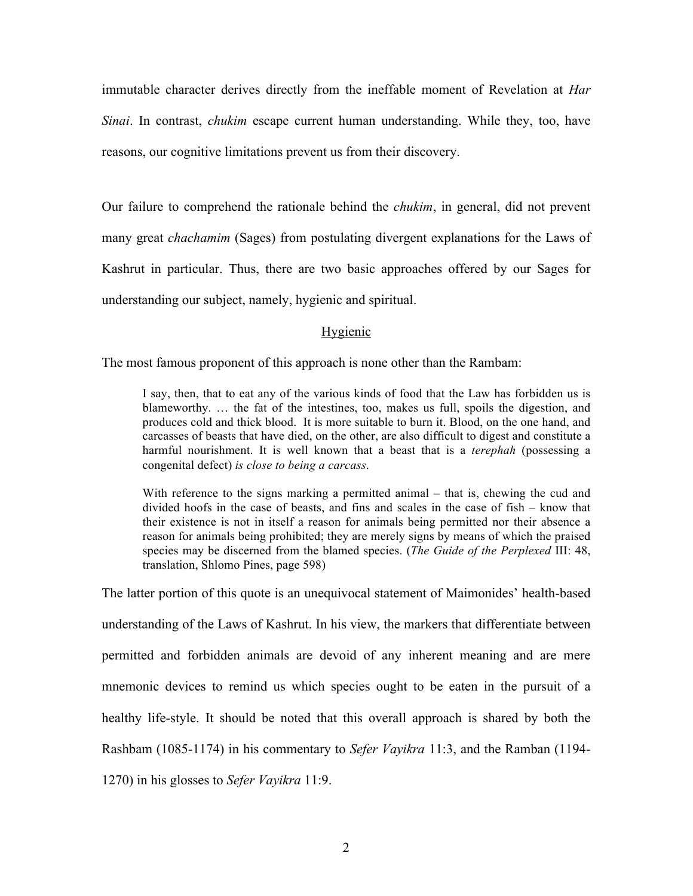immutable character derives directly from the ineffable moment of Revelation at *Har Sinai*. In contrast, *chukim* escape current human understanding. While they, too, have reasons, our cognitive limitations prevent us from their discovery.

Our failure to comprehend the rationale behind the *chukim*, in general, did not prevent many great *chachamim* (Sages) from postulating divergent explanations for the Laws of Kashrut in particular. Thus, there are two basic approaches offered by our Sages for understanding our subject, namely, hygienic and spiritual.

## Hygienic

The most famous proponent of this approach is none other than the Rambam:

> I say, then, that to eat any of the various kinds of food that the Law has forbidden us is blameworthy. … the fat of the intestines, too, makes us full, spoils the digestion, and produces cold and thick blood. It is more suitable to burn it. Blood, on the one hand, and carcasses of beasts that have died, on the other, are also difficult to digest and constitute a harmful nourishment. It is well known that a beast that is a *terephah* (possessing a congenital defect) *is close to being a carcass*.
>
> With reference to the signs marking a permitted animal – that is, chewing the cud and divided hoofs in the case of beasts, and fins and scales in the case of fish – know that their existence is not in itself a reason for animals being permitted nor their absence a reason for animals being prohibited; they are merely signs by means of which the praised species may be discerned from the blamed species. (*The Guide of the Perplexed* III: 48, translation, Shlomo Pines, page 598)

The latter portion of this quote is an unequivocal statement of Maimonides' health-based understanding of the Laws of Kashrut. In his view, the markers that differentiate between permitted and forbidden animals are devoid of any inherent meaning and are mere mnemonic devices to remind us which species ought to be eaten in the pursuit of a healthy life-style. It should be noted that this overall approach is shared by both the Rashbam (1085-1174) in his commentary to *Sefer Vayikra* 11:3, and the Ramban (1194-1270) in his glosses to *Sefer Vayikra* 11:9.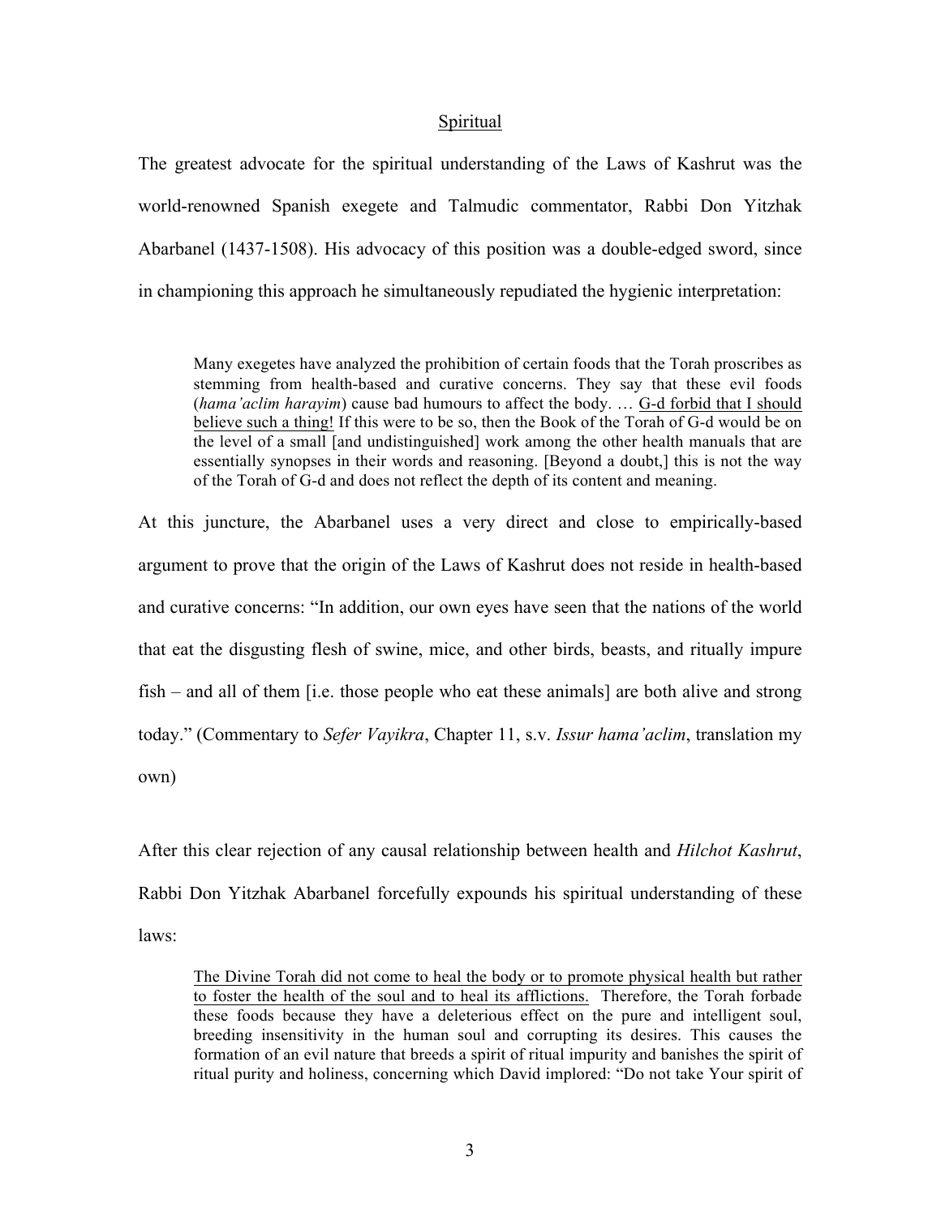## Spiritual

The greatest advocate for the spiritual understanding of the Laws of Kashrut was the world-renowned Spanish exegete and Talmudic commentator, Rabbi Don Yitzhak Abarbanel (1437-1508). His advocacy of this position was a double-edged sword, since in championing this approach he simultaneously repudiated the hygienic interpretation:

> Many exegetes have analyzed the prohibition of certain foods that the Torah proscribes as stemming from health-based and curative concerns. They say that these evil foods (*hama'aclim harayim*) cause bad humours to affect the body. … G-d forbid that I should believe such a thing! If this were to be so, then the Book of the Torah of G-d would be on the level of a small [and undistinguished] work among the other health manuals that are essentially synopses in their words and reasoning. [Beyond a doubt,] this is not the way of the Torah of G-d and does not reflect the depth of its content and meaning.

At this juncture, the Abarbanel uses a very direct and close to empirically-based argument to prove that the origin of the Laws of Kashrut does not reside in health-based and curative concerns: "In addition, our own eyes have seen that the nations of the world that eat the disgusting flesh of swine, mice, and other birds, beasts, and ritually impure fish – and all of them [i.e. those people who eat these animals] are both alive and strong today." (Commentary to *Sefer Vayikra*, Chapter 11, s.v. *Issur hama'aclim*, translation my own)

After this clear rejection of any causal relationship between health and *Hilchot Kashrut*, Rabbi Don Yitzhak Abarbanel forcefully expounds his spiritual understanding of these laws:

> The Divine Torah did not come to heal the body or to promote physical health but rather to foster the health of the soul and to heal its afflictions. Therefore, the Torah forbade these foods because they have a deleterious effect on the pure and intelligent soul, breeding insensitivity in the human soul and corrupting its desires. This causes the formation of an evil nature that breeds a spirit of ritual impurity and banishes the spirit of ritual purity and holiness, concerning which David implored: "Do not take Your spirit of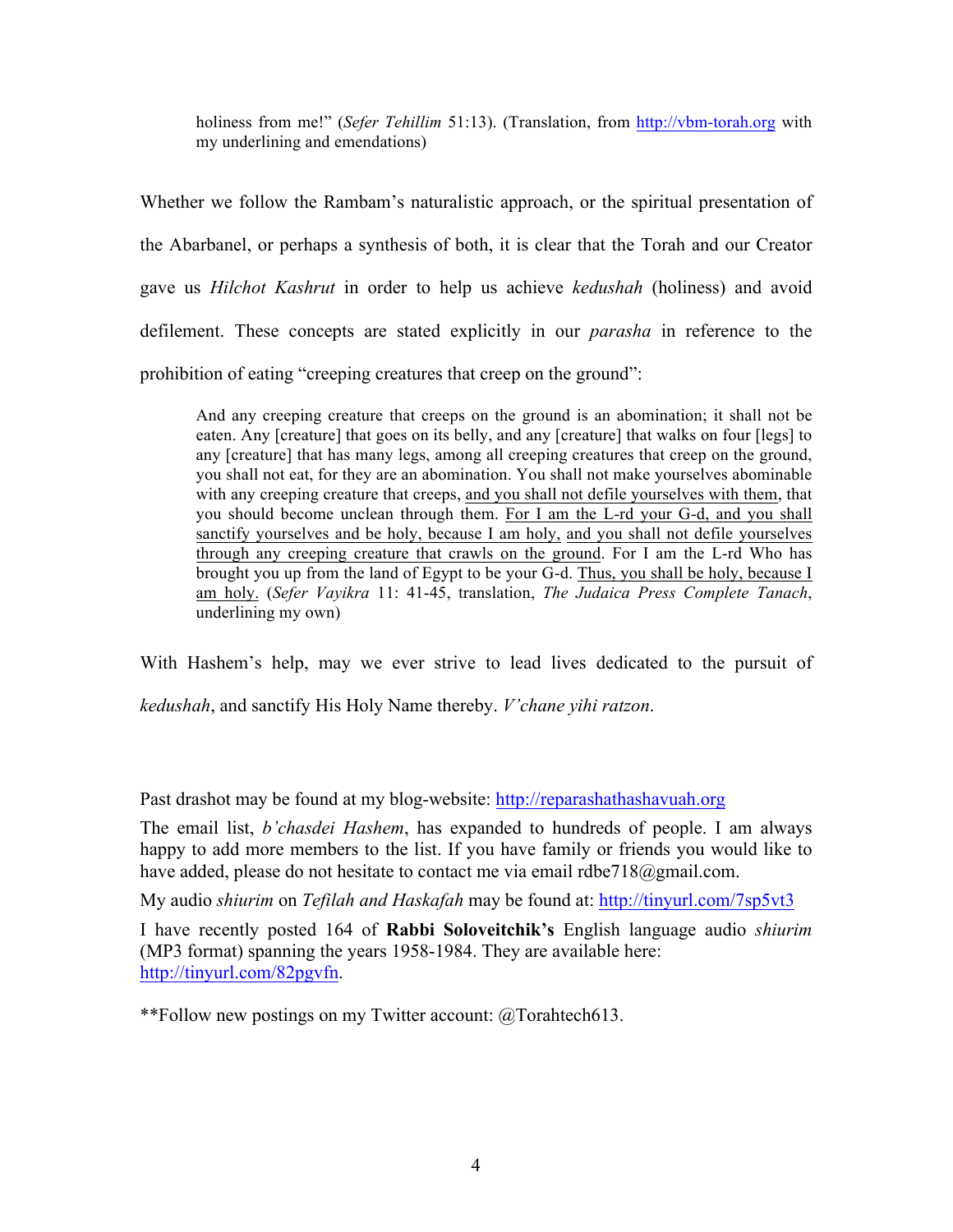> holiness from me!" (*Sefer Tehillim* 51:13). (Translation, from http://vbm-torah.org with my underlining and emendations)

Whether we follow the Rambam's naturalistic approach, or the spiritual presentation of the Abarbanel, or perhaps a synthesis of both, it is clear that the Torah and our Creator gave us *Hilchot Kashrut* in order to help us achieve *kedushah* (holiness) and avoid defilement. These concepts are stated explicitly in our *parasha* in reference to the prohibition of eating "creeping creatures that creep on the ground":

> And any creeping creature that creeps on the ground is an abomination; it shall not be eaten. Any [creature] that goes on its belly, and any [creature] that walks on four [legs] to any [creature] that has many legs, among all creeping creatures that creep on the ground, you shall not eat, for they are an abomination. You shall not make yourselves abominable with any creeping creature that creeps, <u>and you shall not defile yourselves with them</u>, that you should become unclean through them. <u>For I am the L-rd your G-d, and you shall sanctify yourselves and be holy, because I am holy,</u> <u>and you shall not defile yourselves through any creeping creature that crawls on the ground</u>. For I am the L-rd Who has brought you up from the land of Egypt to be your G-d. <u>Thus, you shall be holy, because I am holy.</u> (*Sefer Vayikra* 11: 41-45, translation, *The Judaica Press Complete Tanach*, underlining my own)

With Hashem's help, may we ever strive to lead lives dedicated to the pursuit of *kedushah*, and sanctify His Holy Name thereby. *V'chane yihi ratzon*.

Past drashot may be found at my blog-website: http://reparashathashavuah.org

The email list, *b'chasdei Hashem*, has expanded to hundreds of people. I am always happy to add more members to the list. If you have family or friends you would like to have added, please do not hesitate to contact me via email rdbe718@gmail.com.

My audio *shiurim* on *Tefilah and Haskafah* may be found at: http://tinyurl.com/7sp5vt3

I have recently posted 164 of **Rabbi Soloveitchik's** English language audio *shiurim* (MP3 format) spanning the years 1958-1984. They are available here: http://tinyurl.com/82pgvfn.

**Follow new postings on my Twitter account: @Torahtech613.